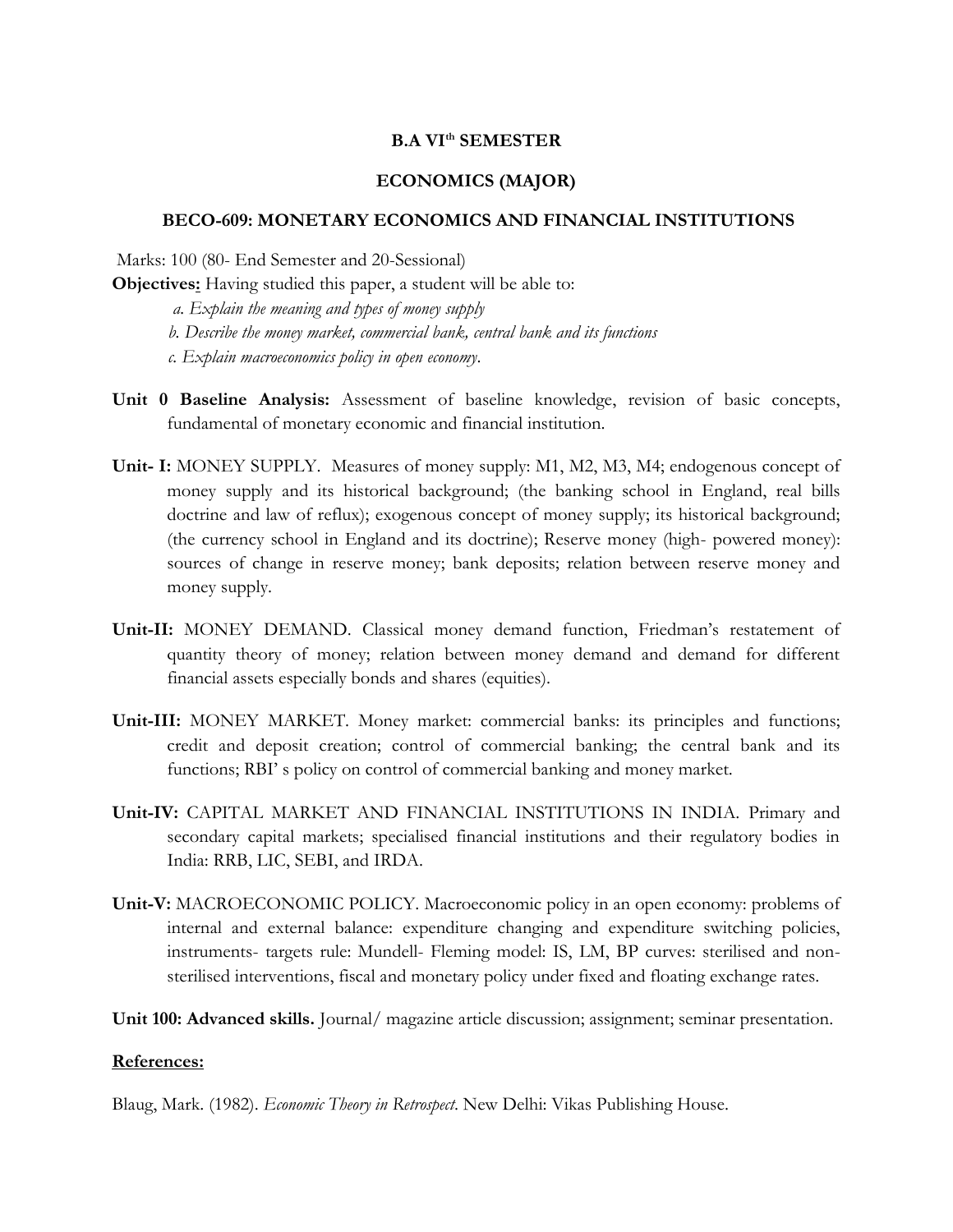**B.A VI$^{th}$ SEMESTER**

**ECONOMICS (MAJOR)**

**BECO-609: MONETARY ECONOMICS AND FINANCIAL INSTITUTIONS**

Marks: 100 (80- End Semester and 20-Sessional)

**Objectives:** Having studied this paper, a student will be able to:

*a. Explain the meaning and types of money supply*

*b. Describe the money market, commercial bank, central bank and its functions*

*c. Explain macroeconomics policy in open economy.*

**Unit 0 Baseline Analysis:** Assessment of baseline knowledge, revision of basic concepts, fundamental of monetary economic and financial institution.

**Unit- I:** MONEY SUPPLY. Measures of money supply: M1, M2, M3, M4; endogenous concept of money supply and its historical background; (the banking school in England, real bills doctrine and law of reflux); exogenous concept of money supply; its historical background; (the currency school in England and its doctrine); Reserve money (high- powered money): sources of change in reserve money; bank deposits; relation between reserve money and money supply.

**Unit-II:** MONEY DEMAND. Classical money demand function, Friedman's restatement of quantity theory of money; relation between money demand and demand for different financial assets especially bonds and shares (equities).

**Unit-III:** MONEY MARKET. Money market: commercial banks: its principles and functions; credit and deposit creation; control of commercial banking; the central bank and its functions; RBI' s policy on control of commercial banking and money market.

**Unit-IV:** CAPITAL MARKET AND FINANCIAL INSTITUTIONS IN INDIA. Primary and secondary capital markets; specialised financial institutions and their regulatory bodies in India: RRB, LIC, SEBI, and IRDA.

**Unit-V:** MACROECONOMIC POLICY. Macroeconomic policy in an open economy: problems of internal and external balance: expenditure changing and expenditure switching policies, instruments- targets rule: Mundell- Fleming model: IS, LM, BP curves: sterilised and non-sterilised interventions, fiscal and monetary policy under fixed and floating exchange rates.

**Unit 100: Advanced skills.** Journal/ magazine article discussion; assignment; seminar presentation.

**References:**

Blaug, Mark. (1982). *Economic Theory in Retrospect*. New Delhi: Vikas Publishing House.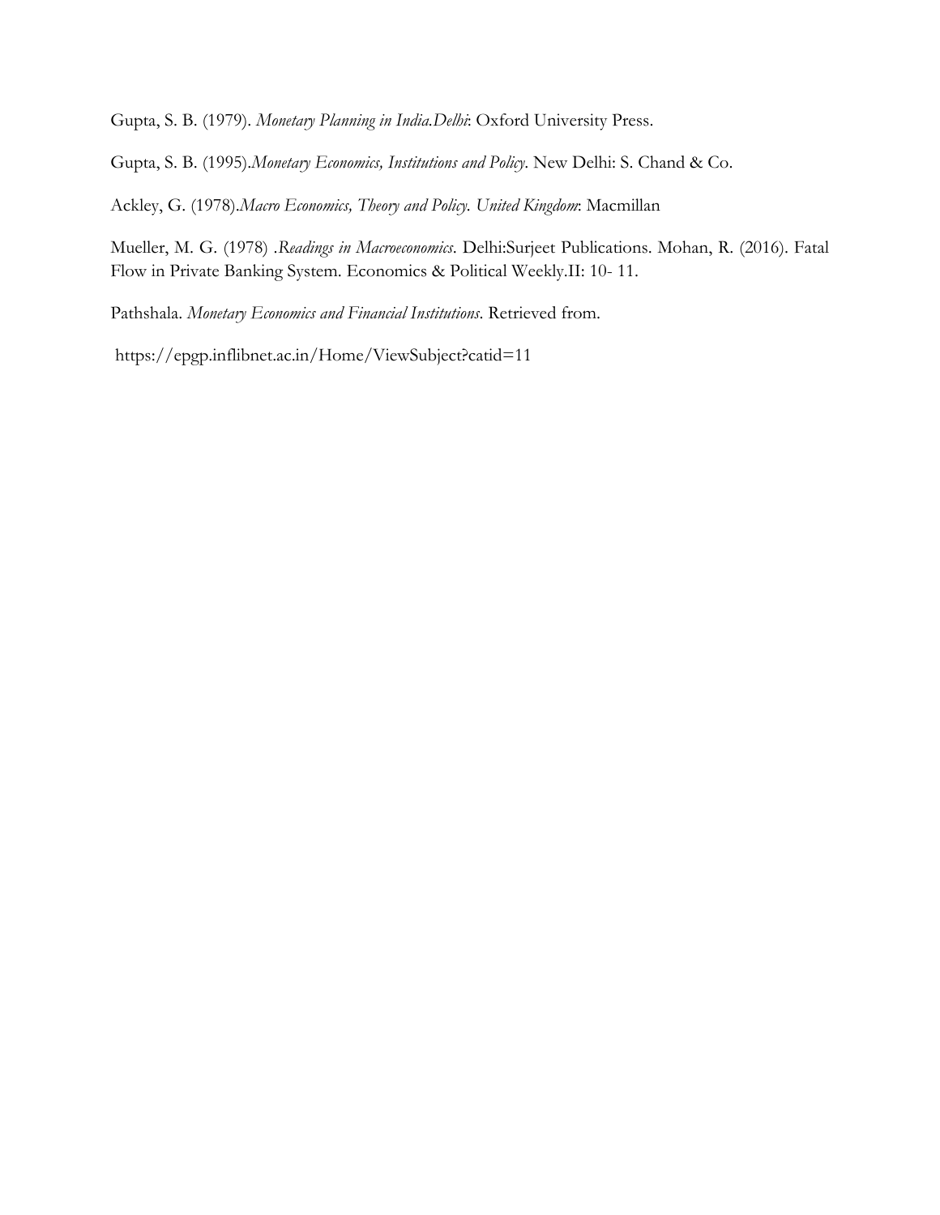Gupta, S. B. (1979). *Monetary Planning in India.Delhi*: Oxford University Press.

Gupta, S. B. (1995).*Monetary Economics, Institutions and Policy*. New Delhi: S. Chand & Co.

Ackley, G. (1978).*Macro Economics, Theory and Policy. United Kingdom*: Macmillan

Mueller, M. G. (1978) .*Readings in Macroeconomics*. Delhi:Surjeet Publications. Mohan, R. (2016). Fatal Flow in Private Banking System. Economics & Political Weekly.II: 10- 11.

Pathshala. *Monetary Economics and Financial Institutions*. Retrieved from.

https://epgp.inflibnet.ac.in/Home/ViewSubject?catid=11